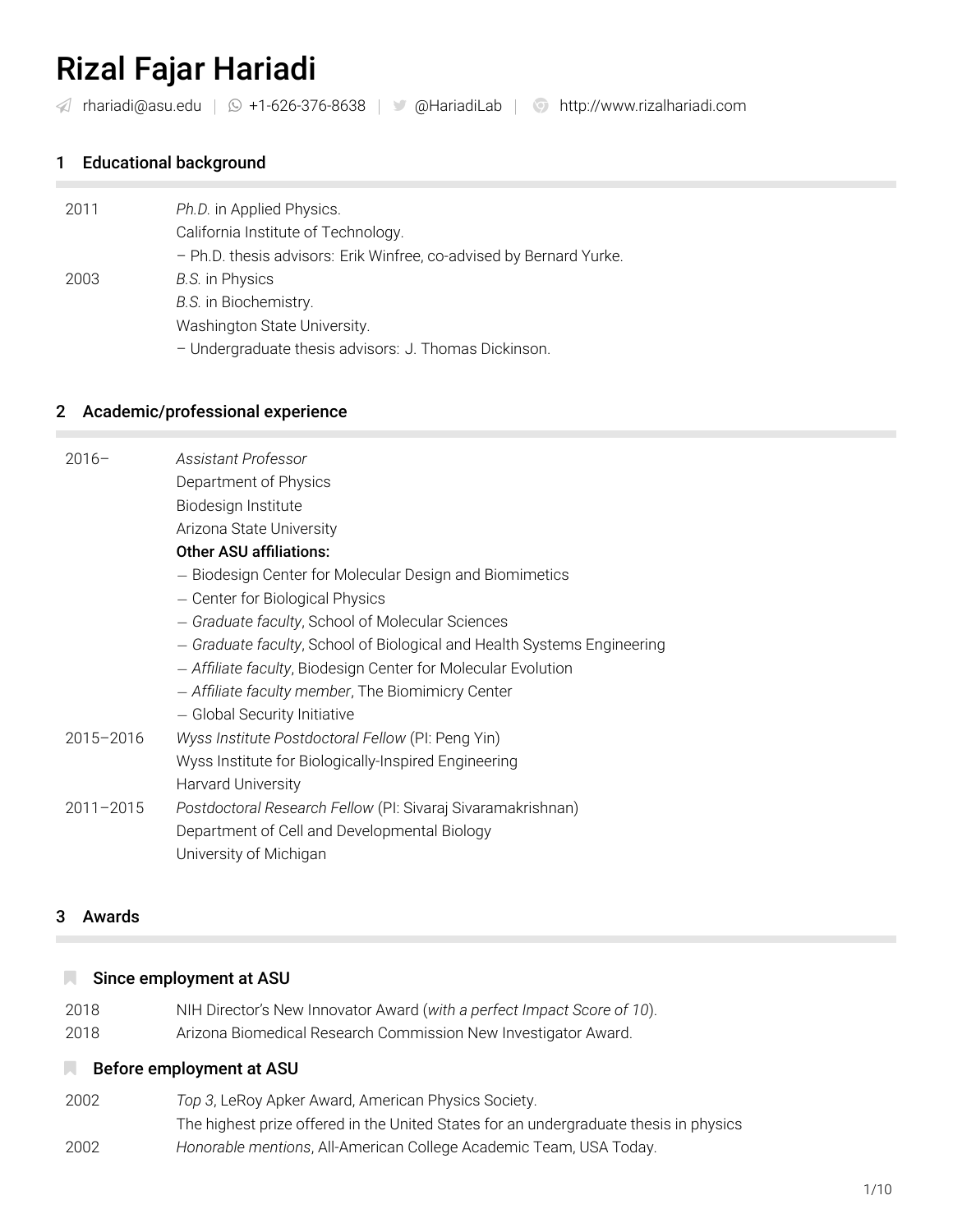# Rizal Fajar Hariadi

rhariadi@asu.edu | +1-626-376-8638 | @HariadiLab | http://www.rizalhariadi.com

## 1 Educational background

| | |
|---|---|
| 2011 | *Ph.D.* in Applied Physics.<br>California Institute of Technology.<br>– Ph.D. thesis advisors: Erik Winfree, co-advised by Bernard Yurke. |
| 2003 | *B.S.* in Physics<br>*B.S.* in Biochemistry.<br>Washington State University.<br>– Undergraduate thesis advisors: J. Thomas Dickinson. |

## 2 Academic/professional experience

| | |
|---|---|
| 2016– | *Assistant Professor*<br>Department of Physics<br>Biodesign Institute<br>Arizona State University<br>**Other ASU affiliations:**<br>— Biodesign Center for Molecular Design and Biomimetics<br>— Center for Biological Physics<br>— *Graduate faculty*, School of Molecular Sciences<br>— *Graduate faculty*, School of Biological and Health Systems Engineering<br>— *Affiliate faculty*, Biodesign Center for Molecular Evolution<br>— *Affiliate faculty member*, The Biomimicry Center<br>— Global Security Initiative |
| 2015–2016 | *Wyss Institute Postdoctoral Fellow* (PI: Peng Yin)<br>Wyss Institute for Biologically-Inspired Engineering<br>Harvard University |
| 2011–2015 | *Postdoctoral Research Fellow* (PI: Sivaraj Sivaramakrishnan)<br>Department of Cell and Developmental Biology<br>University of Michigan |

## 3 Awards

### Since employment at ASU

| | |
|---|---|
| 2018 | NIH Director's New Innovator Award (*with a perfect Impact Score of 10*). |
| 2018 | Arizona Biomedical Research Commission New Investigator Award. |

### Before employment at ASU

| | |
|---|---|
| 2002 | *Top 3*, LeRoy Apker Award, American Physics Society.<br>The highest prize offered in the United States for an undergraduate thesis in physics |
| 2002 | *Honorable mentions*, All-American College Academic Team, USA Today. |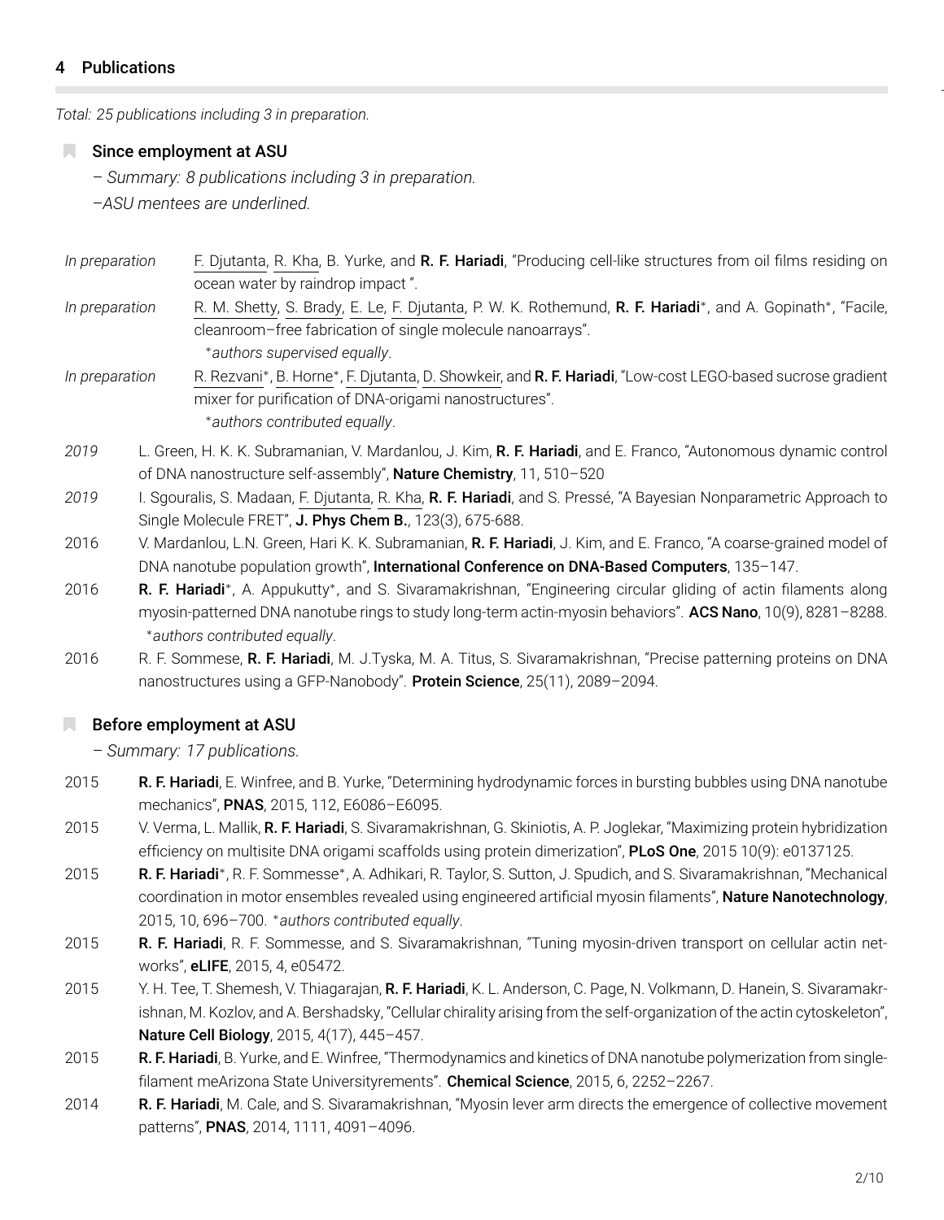## 4 Publications

*Total: 25 publications including 3 in preparation.*

### Since employment at ASU

– *Summary: 8 publications including 3 in preparation.*

–*ASU mentees are underlined.*

*In preparation* <u>F. Djutanta</u>, <u>R. Kha</u>, B. Yurke, and **R. F. Hariadi**, "Producing cell-like structures from oil films residing on ocean water by raindrop impact ".

*In preparation* <u>R. M. Shetty</u>, <u>S. Brady</u>, <u>E. Le</u>, <u>F. Djutanta</u>, P. W. K. Rothemund, **R. F. Hariadi**\*, and A. Gopinath\*, "Facile, cleanroom–free fabrication of single molecule nanoarrays".
\**authors supervised equally*.

*In preparation* <u>R. Rezvani</u>\*, <u>B. Horne</u>\*, <u>F. Djutanta</u>, <u>D. Showkeir</u>, and **R. F. Hariadi**, "Low-cost LEGO-based sucrose gradient mixer for purification of DNA-origami nanostructures".
\**authors contributed equally*.

*2019* L. Green, H. K. K. Subramanian, V. Mardanlou, J. Kim, **R. F. Hariadi**, and E. Franco, "Autonomous dynamic control of DNA nanostructure self-assembly", **Nature Chemistry**, 11, 510–520

*2019* I. Sgouralis, S. Madaan, <u>F. Djutanta</u>, <u>R. Kha</u>, **R. F. Hariadi**, and S. Pressé, "A Bayesian Nonparametric Approach to Single Molecule FRET", **J. Phys Chem B.**, 123(3), 675-688.

2016 V. Mardanlou, L.N. Green, Hari K. K. Subramanian, **R. F. Hariadi**, J. Kim, and E. Franco, "A coarse-grained model of DNA nanotube population growth", **International Conference on DNA-Based Computers**, 135–147.

2016 **R. F. Hariadi**\*, A. Appukutty\*, and S. Sivaramakrishnan, "Engineering circular gliding of actin filaments along myosin-patterned DNA nanotube rings to study long-term actin-myosin behaviors". **ACS Nano**, 10(9), 8281–8288.
\**authors contributed equally*.

2016 R. F. Sommese, **R. F. Hariadi**, M. J.Tyska, M. A. Titus, S. Sivaramakrishnan, "Precise patterning proteins on DNA nanostructures using a GFP-Nanobody". **Protein Science**, 25(11), 2089–2094.

### Before employment at ASU

– *Summary: 17 publications.*

2015 **R. F. Hariadi**, E. Winfree, and B. Yurke, "Determining hydrodynamic forces in bursting bubbles using DNA nanotube mechanics", **PNAS**, 2015, 112, E6086–E6095.

2015 V. Verma, L. Mallik, **R. F. Hariadi**, S. Sivaramakrishnan, G. Skiniotis, A. P. Joglekar, "Maximizing protein hybridization efficiency on multisite DNA origami scaffolds using protein dimerization", **PLoS One**, 2015 10(9): e0137125.

2015 **R. F. Hariadi**\*, R. F. Sommesse\*, A. Adhikari, R. Taylor, S. Sutton, J. Spudich, and S. Sivaramakrishnan, "Mechanical coordination in motor ensembles revealed using engineered artificial myosin filaments", **Nature Nanotechnology**, 2015, 10, 696–700. \**authors contributed equally*.

2015 **R. F. Hariadi**, R. F. Sommesse, and S. Sivaramakrishnan, "Tuning myosin-driven transport on cellular actin networks", **eLIFE**, 2015, 4, e05472.

2015 Y. H. Tee, T. Shemesh, V. Thiagarajan, **R. F. Hariadi**, K. L. Anderson, C. Page, N. Volkmann, D. Hanein, S. Sivaramakrishnan, M. Kozlov, and A. Bershadsky, "Cellular chirality arising from the self-organization of the actin cytoskeleton", **Nature Cell Biology**, 2015, 4(17), 445–457.

2015 **R. F. Hariadi**, B. Yurke, and E. Winfree, "Thermodynamics and kinetics of DNA nanotube polymerization from single-filament meArizona State Universityrements". **Chemical Science**, 2015, 6, 2252–2267.

2014 **R. F. Hariadi**, M. Cale, and S. Sivaramakrishnan, "Myosin lever arm directs the emergence of collective movement patterns", **PNAS**, 2014, 1111, 4091–4096.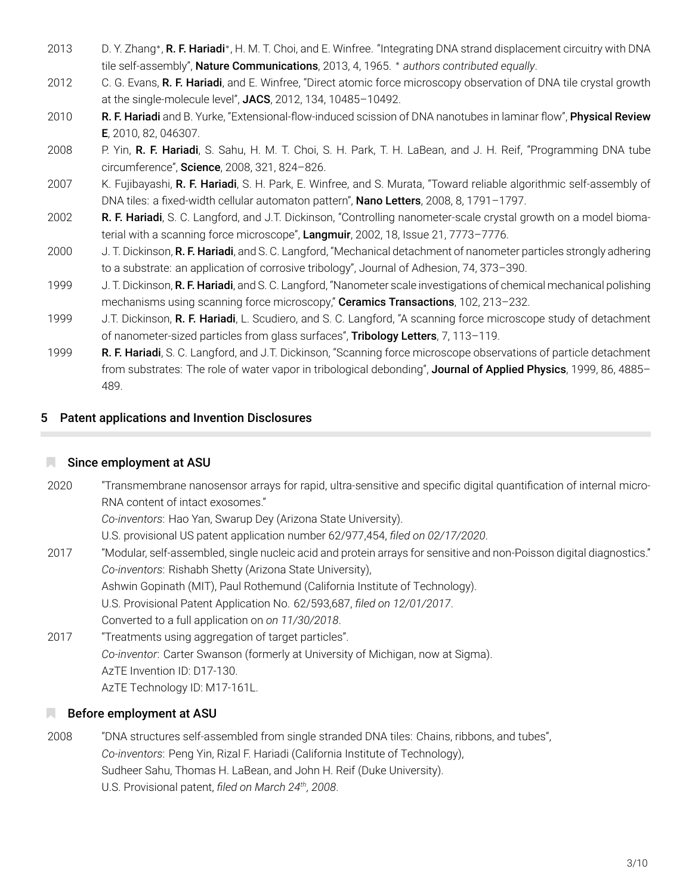2013 D. Y. Zhang*, **R. F. Hariadi***, H. M. T. Choi, and E. Winfree. "Integrating DNA strand displacement circuitry with DNA tile self-assembly", **Nature Communications**, 2013, 4, 1965. * *authors contributed equally*.

2012 C. G. Evans, **R. F. Hariadi**, and E. Winfree, "Direct atomic force microscopy observation of DNA tile crystal growth at the single-molecule level", **JACS**, 2012, 134, 10485–10492.

2010 **R. F. Hariadi** and B. Yurke, "Extensional-flow-induced scission of DNA nanotubes in laminar flow", **Physical Review E**, 2010, 82, 046307.

2008 P. Yin, **R. F. Hariadi**, S. Sahu, H. M. T. Choi, S. H. Park, T. H. LaBean, and J. H. Reif, "Programming DNA tube circumference", **Science**, 2008, 321, 824–826.

2007 K. Fujibayashi, **R. F. Hariadi**, S. H. Park, E. Winfree, and S. Murata, "Toward reliable algorithmic self-assembly of DNA tiles: a fixed-width cellular automaton pattern", **Nano Letters**, 2008, 8, 1791–1797.

2002 **R. F. Hariadi**, S. C. Langford, and J.T. Dickinson, "Controlling nanometer-scale crystal growth on a model biomaterial with a scanning force microscope", **Langmuir**, 2002, 18, Issue 21, 7773–7776.

2000 J. T. Dickinson, **R. F. Hariadi**, and S. C. Langford, "Mechanical detachment of nanometer particles strongly adhering to a substrate: an application of corrosive tribology", Journal of Adhesion, 74, 373–390.

1999 J. T. Dickinson, **R. F. Hariadi**, and S. C. Langford, "Nanometer scale investigations of chemical mechanical polishing mechanisms using scanning force microscopy," **Ceramics Transactions**, 102, 213–232.

1999 J.T. Dickinson, **R. F. Hariadi**, L. Scudiero, and S. C. Langford, "A scanning force microscope study of detachment of nanometer-sized particles from glass surfaces", **Tribology Letters**, 7, 113–119.

1999 **R. F. Hariadi**, S. C. Langford, and J.T. Dickinson, "Scanning force microscope observations of particle detachment from substrates: The role of water vapor in tribological debonding", **Journal of Applied Physics**, 1999, 86, 4885–489.

## 5 Patent applications and Invention Disclosures

### Since employment at ASU

2020 "Transmembrane nanosensor arrays for rapid, ultra-sensitive and specific digital quantification of internal micro-RNA content of intact exosomes."
*Co-inventors*: Hao Yan, Swarup Dey (Arizona State University).
U.S. provisional US patent application number 62/977,454, *filed on 02/17/2020*.

2017 "Modular, self-assembled, single nucleic acid and protein arrays for sensitive and non-Poisson digital diagnostics."
*Co-inventors*: Rishabh Shetty (Arizona State University),
Ashwin Gopinath (MIT), Paul Rothemund (California Institute of Technology).
U.S. Provisional Patent Application No. 62/593,687, *filed on 12/01/2017*.
Converted to a full application on *on 11/30/2018*.

2017 "Treatments using aggregation of target particles".
*Co-inventor*: Carter Swanson (formerly at University of Michigan, now at Sigma).
AzTE Invention ID: D17-130.
AzTE Technology ID: M17-161L.

### Before employment at ASU

2008 "DNA structures self-assembled from single stranded DNA tiles: Chains, ribbons, and tubes",
*Co-inventors*: Peng Yin, Rizal F. Hariadi (California Institute of Technology),
Sudheer Sahu, Thomas H. LaBean, and John H. Reif (Duke University).
U.S. Provisional patent, *filed on March 24th, 2008*.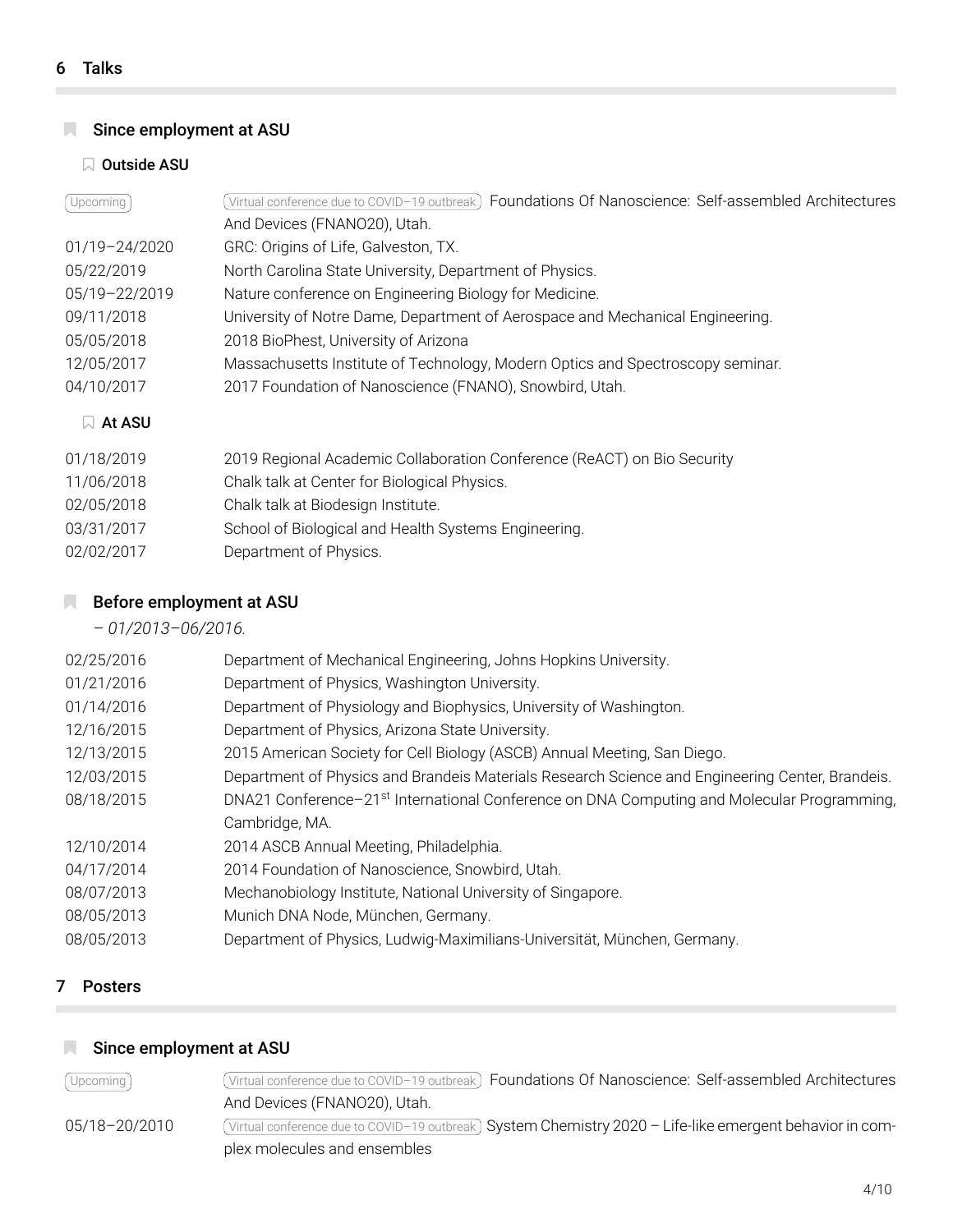## 6 Talks

### Since employment at ASU

#### Outside ASU

| | |
|---|---|
| Upcoming | Virtual conference due to COVID–19 outbreak Foundations Of Nanoscience: Self-assembled Architectures And Devices (FNANO20), Utah. |
| 01/19–24/2020 | GRC: Origins of Life, Galveston, TX. |
| 05/22/2019 | North Carolina State University, Department of Physics. |
| 05/19–22/2019 | Nature conference on Engineering Biology for Medicine. |
| 09/11/2018 | University of Notre Dame, Department of Aerospace and Mechanical Engineering. |
| 05/05/2018 | 2018 BioPhest, University of Arizona |
| 12/05/2017 | Massachusetts Institute of Technology, Modern Optics and Spectroscopy seminar. |
| 04/10/2017 | 2017 Foundation of Nanoscience (FNANO), Snowbird, Utah. |

#### At ASU

| | |
|---|---|
| 01/18/2019 | 2019 Regional Academic Collaboration Conference (ReACT) on Bio Security |
| 11/06/2018 | Chalk talk at Center for Biological Physics. |
| 02/05/2018 | Chalk talk at Biodesign Institute. |
| 03/31/2017 | School of Biological and Health Systems Engineering. |
| 02/02/2017 | Department of Physics. |

### Before employment at ASU

*– 01/2013–06/2016.*

| | |
|---|---|
| 02/25/2016 | Department of Mechanical Engineering, Johns Hopkins University. |
| 01/21/2016 | Department of Physics, Washington University. |
| 01/14/2016 | Department of Physiology and Biophysics, University of Washington. |
| 12/16/2015 | Department of Physics, Arizona State University. |
| 12/13/2015 | 2015 American Society for Cell Biology (ASCB) Annual Meeting, San Diego. |
| 12/03/2015 | Department of Physics and Brandeis Materials Research Science and Engineering Center, Brandeis. |
| 08/18/2015 | DNA21 Conference–21st International Conference on DNA Computing and Molecular Programming, Cambridge, MA. |
| 12/10/2014 | 2014 ASCB Annual Meeting, Philadelphia. |
| 04/17/2014 | 2014 Foundation of Nanoscience, Snowbird, Utah. |
| 08/07/2013 | Mechanobiology Institute, National University of Singapore. |
| 08/05/2013 | Munich DNA Node, München, Germany. |
| 08/05/2013 | Department of Physics, Ludwig-Maximilians-Universität, München, Germany. |

## 7 Posters

### Since employment at ASU

| | |
|---|---|
| Upcoming | Virtual conference due to COVID–19 outbreak Foundations Of Nanoscience: Self-assembled Architectures And Devices (FNANO20), Utah. |
| 05/18–20/2010 | Virtual conference due to COVID–19 outbreak System Chemistry 2020 – Life-like emergent behavior in complex molecules and ensembles |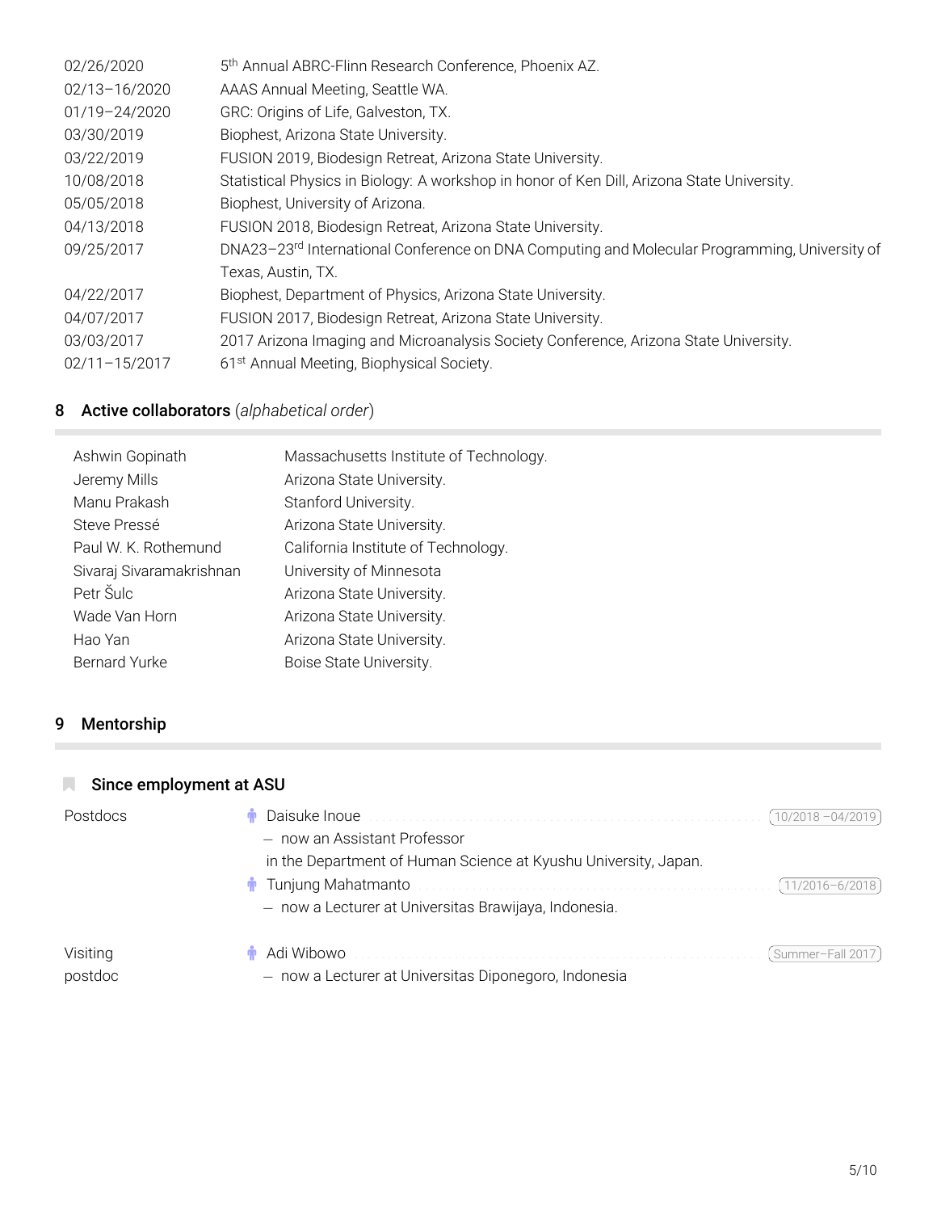| | |
|---|---|
| 02/26/2020 | 5th Annual ABRC-Flinn Research Conference, Phoenix AZ. |
| 02/13–16/2020 | AAAS Annual Meeting, Seattle WA. |
| 01/19–24/2020 | GRC: Origins of Life, Galveston, TX. |
| 03/30/2019 | Biophest, Arizona State University. |
| 03/22/2019 | FUSION 2019, Biodesign Retreat, Arizona State University. |
| 10/08/2018 | Statistical Physics in Biology: A workshop in honor of Ken Dill, Arizona State University. |
| 05/05/2018 | Biophest, University of Arizona. |
| 04/13/2018 | FUSION 2018, Biodesign Retreat, Arizona State University. |
| 09/25/2017 | DNA23–23rd International Conference on DNA Computing and Molecular Programming, University of Texas, Austin, TX. |
| 04/22/2017 | Biophest, Department of Physics, Arizona State University. |
| 04/07/2017 | FUSION 2017, Biodesign Retreat, Arizona State University. |
| 03/03/2017 | 2017 Arizona Imaging and Microanalysis Society Conference, Arizona State University. |
| 02/11–15/2017 | 61st Annual Meeting, Biophysical Society. |

## 8 Active collaborators (*alphabetical order*)

| | |
|---|---|
| Ashwin Gopinath | Massachusetts Institute of Technology. |
| Jeremy Mills | Arizona State University. |
| Manu Prakash | Stanford University. |
| Steve Pressé | Arizona State University. |
| Paul W. K. Rothemund | California Institute of Technology. |
| Sivaraj Sivaramakrishnan | University of Minnesota |
| Petr Šulc | Arizona State University. |
| Wade Van Horn | Arizona State University. |
| Hao Yan | Arizona State University. |
| Bernard Yurke | Boise State University. |

## 9 Mentorship

### Since employment at ASU

**Postdocs**

- Daisuke Inoue (10/2018 –04/2019)
  – now an Assistant Professor in the Department of Human Science at Kyushu University, Japan.
- Tunjung Mahatmanto (11/2016–6/2018)
  – now a Lecturer at Universitas Brawijaya, Indonesia.

**Visiting postdoc**

- Adi Wibowo (Summer–Fall 2017)
  – now a Lecturer at Universitas Diponegoro, Indonesia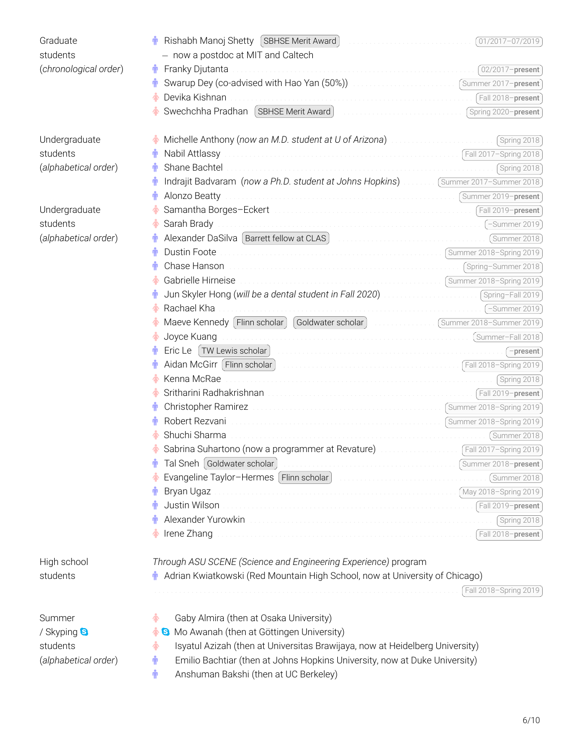**Graduate students** (*chronological order*)

- Rishabh Manoj Shetty `SBHSE Merit Award` — 01/2017–07/2019
  - now a postdoc at MIT and Caltech
- Franky Djutanta — 02/2017–**present**
- Swarup Dey (co-advised with Hao Yan (50%)) — Summer 2017–**present**
- Devika Kishnan — Fall 2018–**present**
- Swechchha Pradhan `SBHSE Merit Award` — Spring 2020–**present**

**Undergraduate students** (*alphabetical order*)

- Michelle Anthony (*now an M.D. student at U of Arizona*) — Spring 2018
- Nabil Attlassy — Fall 2017–Spring 2018
- Shane Bachtel — Spring 2018
- Indrajit Badvaram (*now a Ph.D. student at Johns Hopkins*) — Summer 2017–Summer 2018
- Alonzo Beatty — Summer 2019–**present**

**Undergraduate students** (*alphabetical order*)

- Samantha Borges–Eckert — Fall 2019–**present**
- Sarah Brady — –Summer 2019
- Alexander DaSilva `Barrett fellow at CLAS` — Summer 2018
- Dustin Foote — Summer 2018–Spring 2019
- Chase Hanson — Spring–Summer 2018
- Gabrielle Hirneise — Summer 2018–Spring 2019
- Jun Skyler Hong (*will be a dental student in Fall 2020*) — Spring–Fall 2019
- Rachael Kha — –Summer 2019
- Maeve Kennedy `Flinn scholar` `Goldwater scholar` — Summer 2018–Summer 2019
- Joyce Kuang — Summer–Fall 2018
- Eric Le `TW Lewis scholar` — –**present**
- Aidan McGirr `Flinn scholar` — Fall 2018–Spring 2019
- Kenna McRae — Spring 2018
- Sritharini Radhakrishnan — Fall 2019–**present**
- Christopher Ramirez — Summer 2018–Spring 2019
- Robert Rezvani — Summer 2018–Spring 2019
- Shuchi Sharma — Summer 2018
- Sabrina Suhartono (now a programmer at Revature) — Fall 2017–Spring 2019
- Tal Sneh `Goldwater scholar` — Summer 2018–**present**
- Evangeline Taylor–Hermes `Flinn scholar` — Summer 2018
- Bryan Ugaz — May 2018–Spring 2019
- Justin Wilson — Fall 2019–**present**
- Alexander Yurowkin — Spring 2018
- Irene Zhang — Fall 2018–**present**

**High school students**

*Through ASU SCENE (Science and Engineering Experience)* program

- Adrian Kwiatkowski (Red Mountain High School, now at University of Chicago) — Fall 2018–Spring 2019

**Summer / Skyping students** (*alphabetical order*)

- Gaby Almira (then at Osaka University)
- Mo Awanah (then at Göttingen University) (Skype)
- Isyatul Azizah (then at Universitas Brawijaya, now at Heidelberg University)
- Emilio Bachtiar (then at Johns Hopkins University, now at Duke University)
- Anshuman Bakshi (then at UC Berkeley)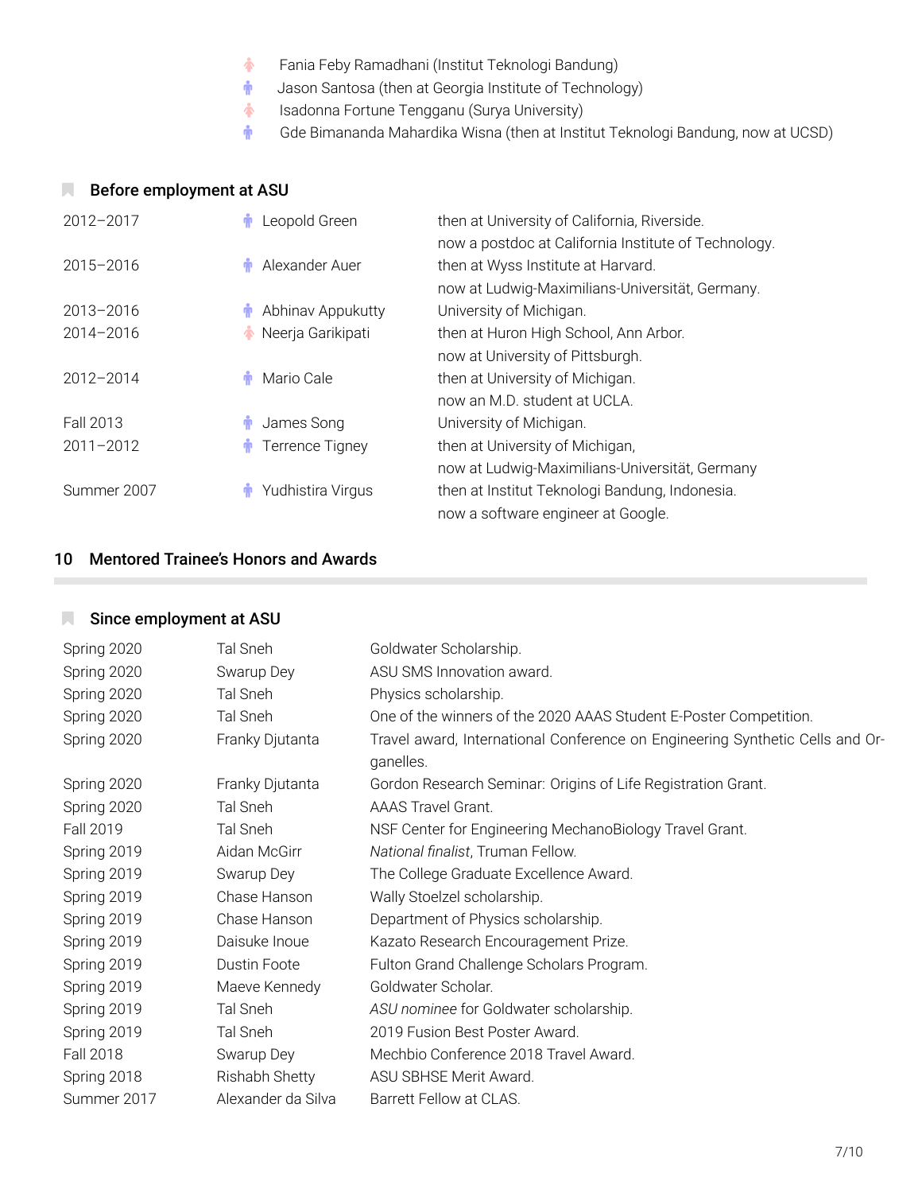- Fania Feby Ramadhani (Institut Teknologi Bandung)
- Jason Santosa (then at Georgia Institute of Technology)
- Isadonna Fortune Tengganu (Surya University)
- Gde Bimananda Mahardika Wisna (then at Institut Teknologi Bandung, now at UCSD)

### Before employment at ASU

| | | |
|---|---|---|
| 2012–2017 | Leopold Green | then at University of California, Riverside. now a postdoc at California Institute of Technology. |
| 2015–2016 | Alexander Auer | then at Wyss Institute at Harvard. now at Ludwig-Maximilians-Universität, Germany. |
| 2013–2016 | Abhinav Appukutty | University of Michigan. |
| 2014–2016 | Neerja Garikipati | then at Huron High School, Ann Arbor. now at University of Pittsburgh. |
| 2012–2014 | Mario Cale | then at University of Michigan. now an M.D. student at UCLA. |
| Fall 2013 | James Song | University of Michigan. |
| 2011–2012 | Terrence Tigney | then at University of Michigan, now at Ludwig-Maximilians-Universität, Germany |
| Summer 2007 | Yudhistira Virgus | then at Institut Teknologi Bandung, Indonesia. now a software engineer at Google. |

## 10 Mentored Trainee's Honors and Awards

### Since employment at ASU

| | | |
|---|---|---|
| Spring 2020 | Tal Sneh | Goldwater Scholarship. |
| Spring 2020 | Swarup Dey | ASU SMS Innovation award. |
| Spring 2020 | Tal Sneh | Physics scholarship. |
| Spring 2020 | Tal Sneh | One of the winners of the 2020 AAAS Student E-Poster Competition. |
| Spring 2020 | Franky Djutanta | Travel award, International Conference on Engineering Synthetic Cells and Organelles. |
| Spring 2020 | Franky Djutanta | Gordon Research Seminar: Origins of Life Registration Grant. |
| Spring 2020 | Tal Sneh | AAAS Travel Grant. |
| Fall 2019 | Tal Sneh | NSF Center for Engineering MechanoBiology Travel Grant. |
| Spring 2019 | Aidan McGirr | *National finalist*, Truman Fellow. |
| Spring 2019 | Swarup Dey | The College Graduate Excellence Award. |
| Spring 2019 | Chase Hanson | Wally Stoelzel scholarship. |
| Spring 2019 | Chase Hanson | Department of Physics scholarship. |
| Spring 2019 | Daisuke Inoue | Kazato Research Encouragement Prize. |
| Spring 2019 | Dustin Foote | Fulton Grand Challenge Scholars Program. |
| Spring 2019 | Maeve Kennedy | Goldwater Scholar. |
| Spring 2019 | Tal Sneh | *ASU nominee* for Goldwater scholarship. |
| Spring 2019 | Tal Sneh | 2019 Fusion Best Poster Award. |
| Fall 2018 | Swarup Dey | Mechbio Conference 2018 Travel Award. |
| Spring 2018 | Rishabh Shetty | ASU SBHSE Merit Award. |
| Summer 2017 | Alexander da Silva | Barrett Fellow at CLAS. |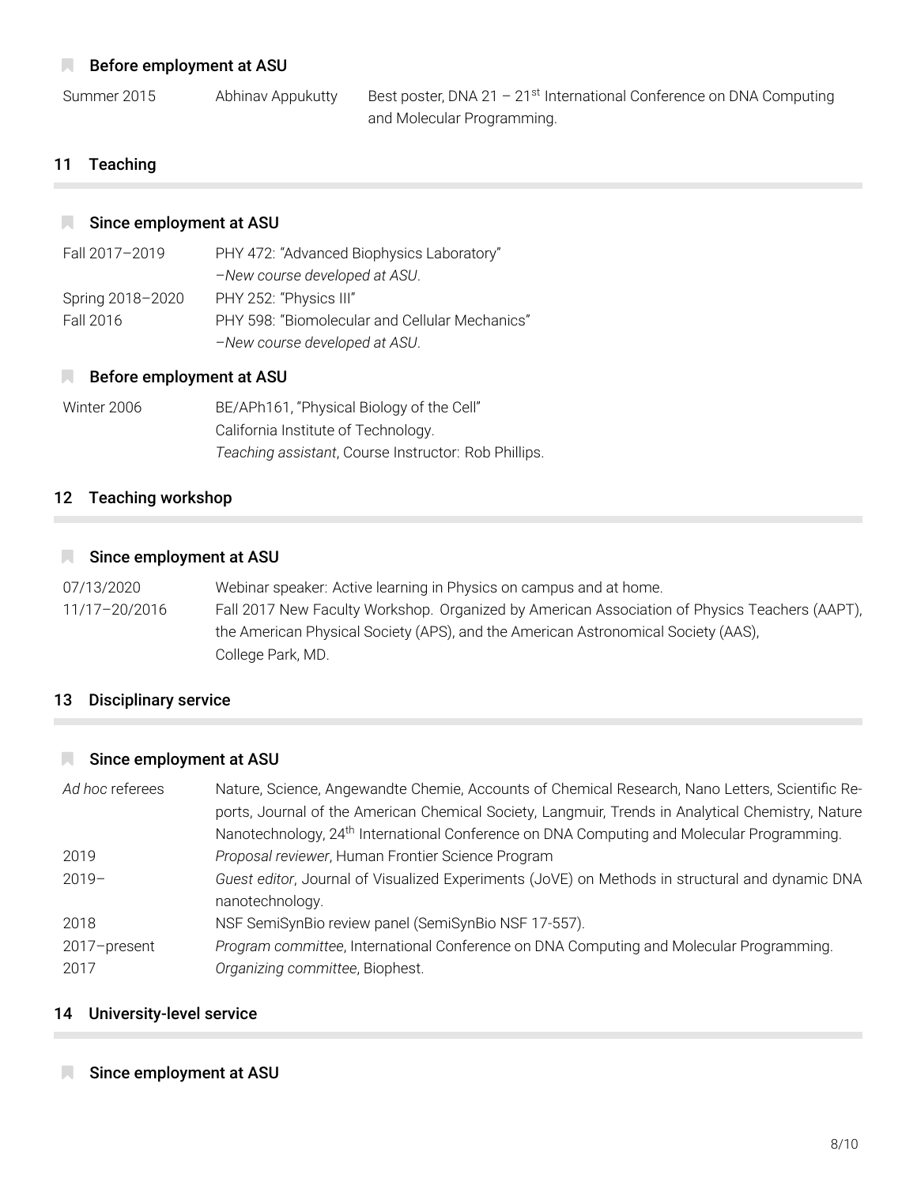### Before employment at ASU

| | | |
|---|---|---|
| Summer 2015 | Abhinav Appukutty | Best poster, DNA 21 – 21st International Conference on DNA Computing and Molecular Programming. |

## 11 Teaching

### Since employment at ASU

| | |
|---|---|
| Fall 2017–2019 | PHY 472: "Advanced Biophysics Laboratory" *–New course developed at ASU*. |
| Spring 2018–2020 | PHY 252: "Physics III" |
| Fall 2016 | PHY 598: "Biomolecular and Cellular Mechanics" *–New course developed at ASU*. |

### Before employment at ASU

| | |
|---|---|
| Winter 2006 | BE/APh161, "Physical Biology of the Cell" California Institute of Technology. *Teaching assistant*, Course Instructor: Rob Phillips. |

## 12 Teaching workshop

### Since employment at ASU

| | |
|---|---|
| 07/13/2020 | Webinar speaker: Active learning in Physics on campus and at home. |
| 11/17–20/2016 | Fall 2017 New Faculty Workshop. Organized by American Association of Physics Teachers (AAPT), the American Physical Society (APS), and the American Astronomical Society (AAS), College Park, MD. |

## 13 Disciplinary service

### Since employment at ASU

| | |
|---|---|
| *Ad hoc* referees | Nature, Science, Angewandte Chemie, Accounts of Chemical Research, Nano Letters, Scientific Reports, Journal of the American Chemical Society, Langmuir, Trends in Analytical Chemistry, Nature Nanotechnology, 24th International Conference on DNA Computing and Molecular Programming. |
| 2019 | *Proposal reviewer*, Human Frontier Science Program |
| 2019– | *Guest editor*, Journal of Visualized Experiments (JoVE) on Methods in structural and dynamic DNA nanotechnology. |
| 2018 | NSF SemiSynBio review panel (SemiSynBio NSF 17-557). |
| 2017–present | *Program committee*, International Conference on DNA Computing and Molecular Programming. |
| 2017 | *Organizing committee*, Biophest. |

## 14 University-level service

### Since employment at ASU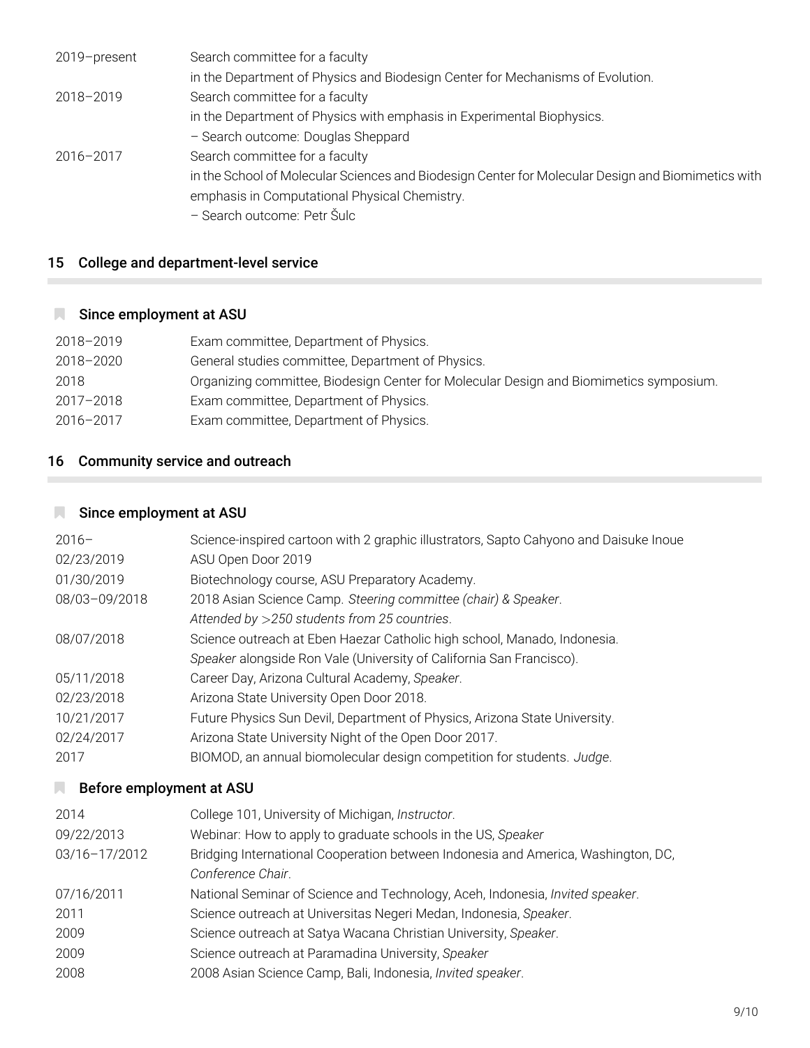| | |
|---|---|
| 2019–present | Search committee for a faculty in the Department of Physics and Biodesign Center for Mechanisms of Evolution. |
| 2018–2019 | Search committee for a faculty in the Department of Physics with emphasis in Experimental Biophysics. – Search outcome: Douglas Sheppard |
| 2016–2017 | Search committee for a faculty in the School of Molecular Sciences and Biodesign Center for Molecular Design and Biomimetics with emphasis in Computational Physical Chemistry. – Search outcome: Petr Šulc |

## 15 College and department-level service

### Since employment at ASU

| | |
|---|---|
| 2018–2019 | Exam committee, Department of Physics. |
| 2018–2020 | General studies committee, Department of Physics. |
| 2018 | Organizing committee, Biodesign Center for Molecular Design and Biomimetics symposium. |
| 2017–2018 | Exam committee, Department of Physics. |
| 2016–2017 | Exam committee, Department of Physics. |

## 16 Community service and outreach

### Since employment at ASU

| | |
|---|---|
| 2016– | Science-inspired cartoon with 2 graphic illustrators, Sapto Cahyono and Daisuke Inoue |
| 02/23/2019 | ASU Open Door 2019 |
| 01/30/2019 | Biotechnology course, ASU Preparatory Academy. |
| 08/03–09/2018 | 2018 Asian Science Camp. *Steering committee (chair) & Speaker*. *Attended by >250 students from 25 countries*. |
| 08/07/2018 | Science outreach at Eben Haezar Catholic high school, Manado, Indonesia. *Speaker* alongside Ron Vale (University of California San Francisco). |
| 05/11/2018 | Career Day, Arizona Cultural Academy, *Speaker*. |
| 02/23/2018 | Arizona State University Open Door 2018. |
| 10/21/2017 | Future Physics Sun Devil, Department of Physics, Arizona State University. |
| 02/24/2017 | Arizona State University Night of the Open Door 2017. |
| 2017 | BIOMOD, an annual biomolecular design competition for students. *Judge*. |

### Before employment at ASU

| | |
|---|---|
| 2014 | College 101, University of Michigan, *Instructor*. |
| 09/22/2013 | Webinar: How to apply to graduate schools in the US, *Speaker* |
| 03/16–17/2012 | Bridging International Cooperation between Indonesia and America, Washington, DC, *Conference Chair*. |
| 07/16/2011 | National Seminar of Science and Technology, Aceh, Indonesia, *Invited speaker*. |
| 2011 | Science outreach at Universitas Negeri Medan, Indonesia, *Speaker*. |
| 2009 | Science outreach at Satya Wacana Christian University, *Speaker*. |
| 2009 | Science outreach at Paramadina University, *Speaker* |
| 2008 | 2008 Asian Science Camp, Bali, Indonesia, *Invited speaker*. |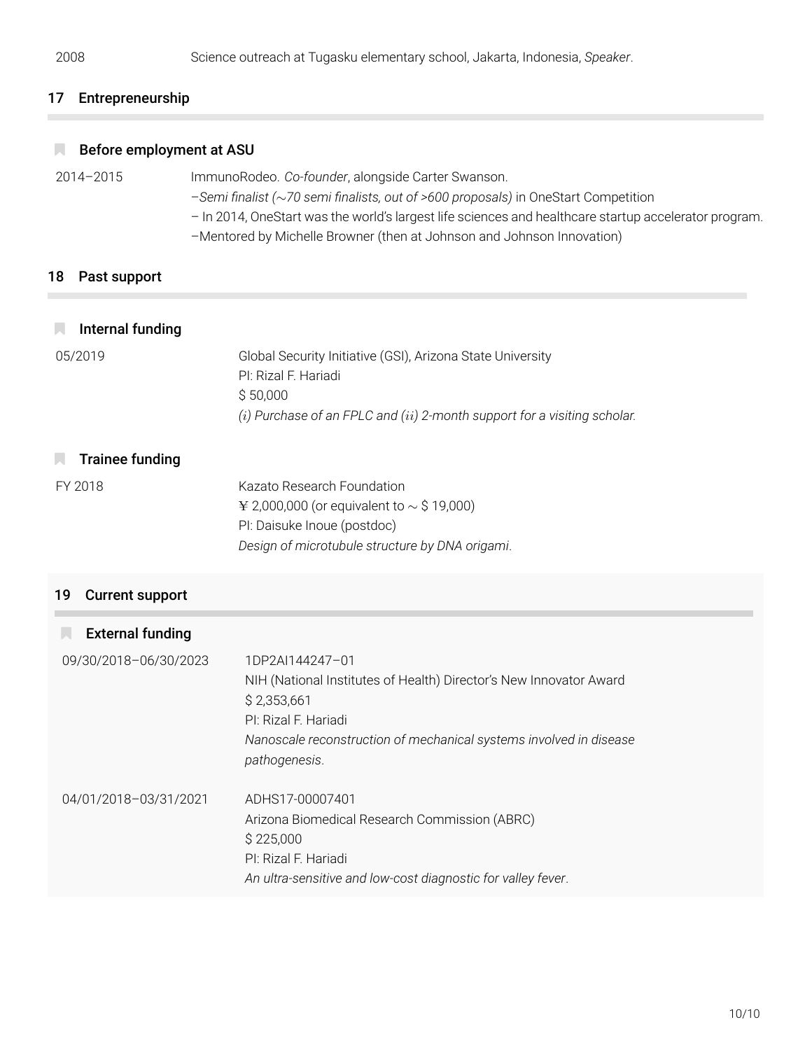2008 Science outreach at Tugasku elementary school, Jakarta, Indonesia, *Speaker*.

## 17 Entrepreneurship

### Before employment at ASU

2014–2015 ImmunoRodeo. *Co-founder*, alongside Carter Swanson.
–*Semi finalist (∼70 semi finalists, out of >600 proposals)* in OneStart Competition
– In 2014, OneStart was the world's largest life sciences and healthcare startup accelerator program.
–Mentored by Michelle Browner (then at Johnson and Johnson Innovation)

## 18 Past support

### Internal funding

05/2019 Global Security Initiative (GSI), Arizona State University
PI: Rizal F. Hariadi
$ 50,000
*(i) Purchase of an FPLC and (ii) 2-month support for a visiting scholar.*

### Trainee funding

FY 2018 Kazato Research Foundation
¥ 2,000,000 (or equivalent to ∼ $ 19,000)
PI: Daisuke Inoue (postdoc)
*Design of microtubule structure by DNA origami*.

## 19 Current support

### External funding

09/30/2018–06/30/2023 1DP2AI144247–01
NIH (National Institutes of Health) Director's New Innovator Award
$ 2,353,661
PI: Rizal F. Hariadi
*Nanoscale reconstruction of mechanical systems involved in disease pathogenesis*.

04/01/2018–03/31/2021 ADHS17-00007401
Arizona Biomedical Research Commission (ABRC)
$ 225,000
PI: Rizal F. Hariadi
*An ultra-sensitive and low-cost diagnostic for valley fever*.